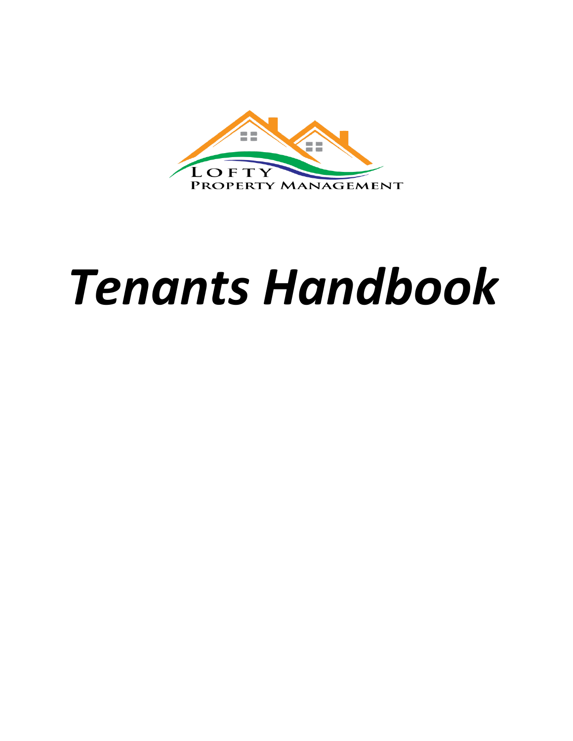LOFTY
PROPERTY MANAGEMENT

# *Tenants Handbook*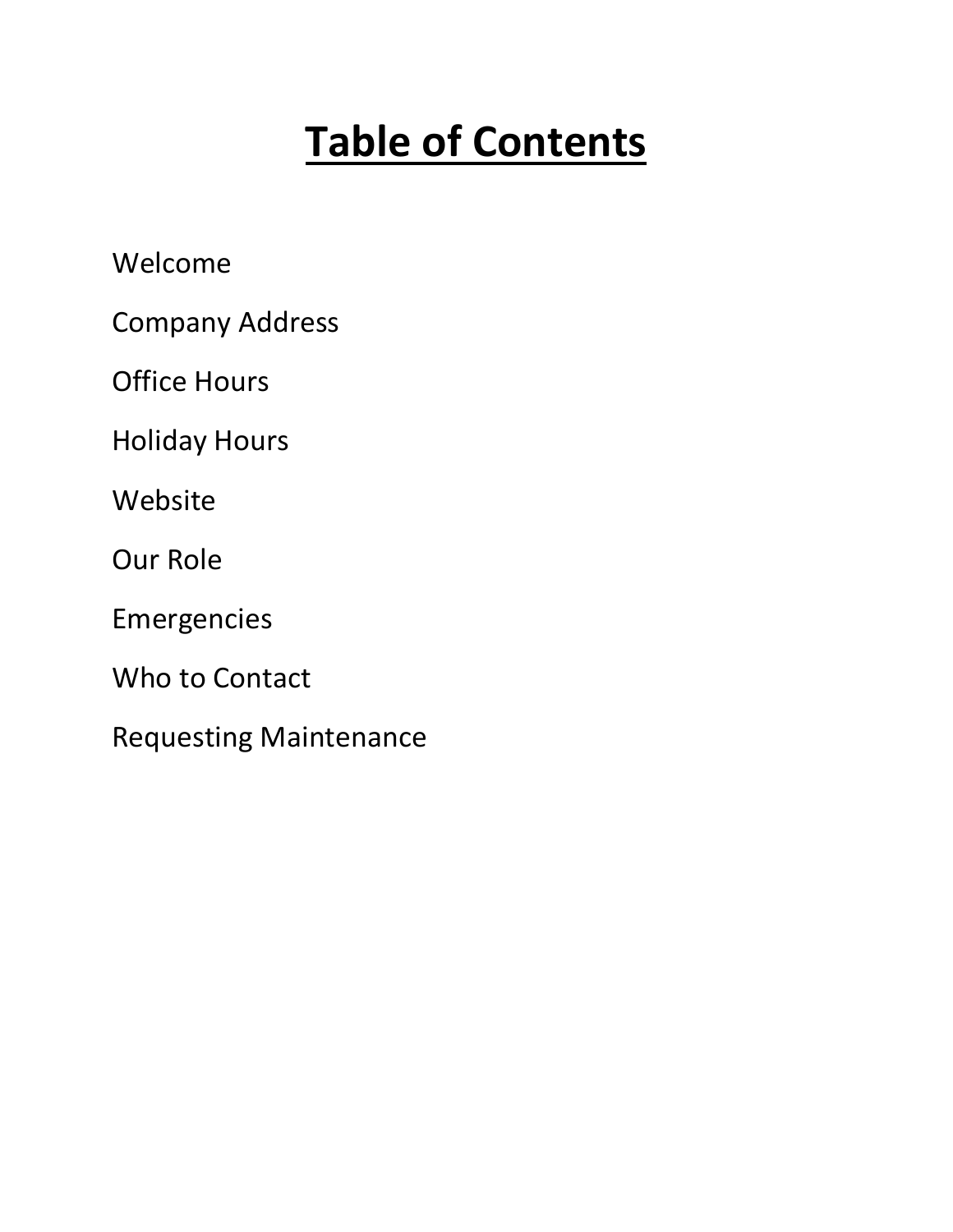# Table of Contents

Welcome

Company Address

Office Hours

Holiday Hours

Website

Our Role

Emergencies

Who to Contact

Requesting Maintenance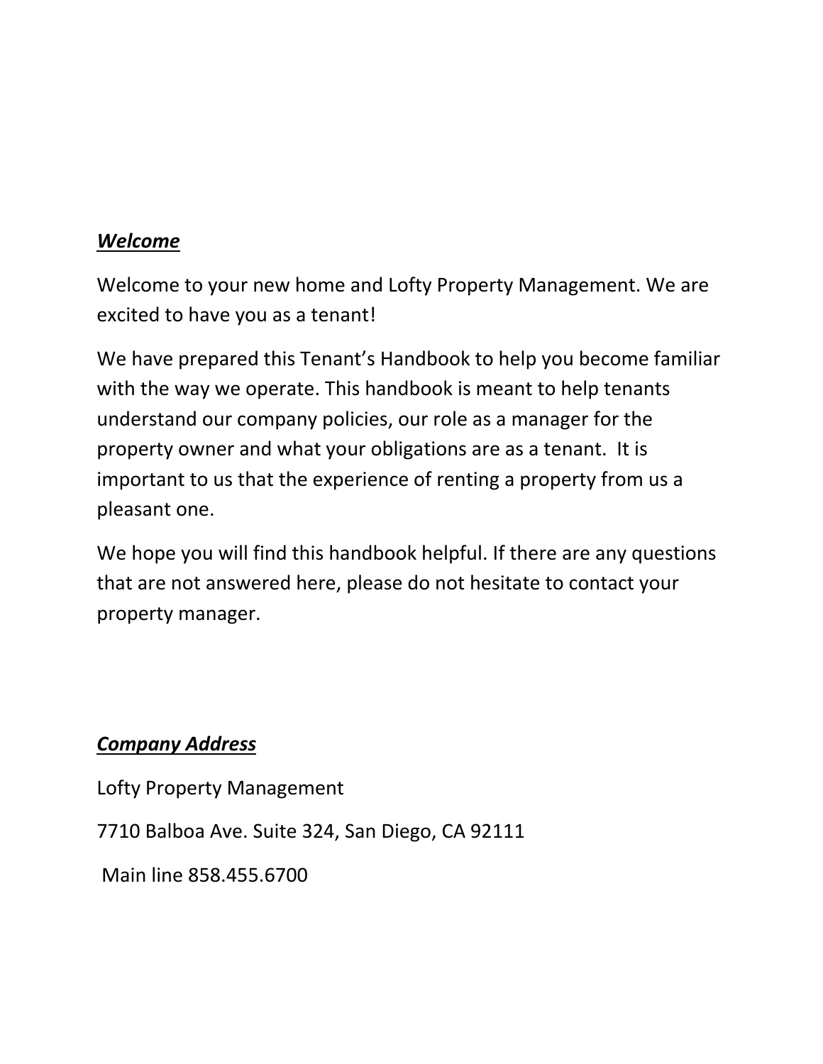## ***Welcome***

Welcome to your new home and Lofty Property Management. We are excited to have you as a tenant!

We have prepared this Tenant's Handbook to help you become familiar with the way we operate. This handbook is meant to help tenants understand our company policies, our role as a manager for the property owner and what your obligations are as a tenant. It is important to us that the experience of renting a property from us a pleasant one.

We hope you will find this handbook helpful. If there are any questions that are not answered here, please do not hesitate to contact your property manager.

## ***Company Address***

Lofty Property Management

7710 Balboa Ave. Suite 324, San Diego, CA 92111

Main line 858.455.6700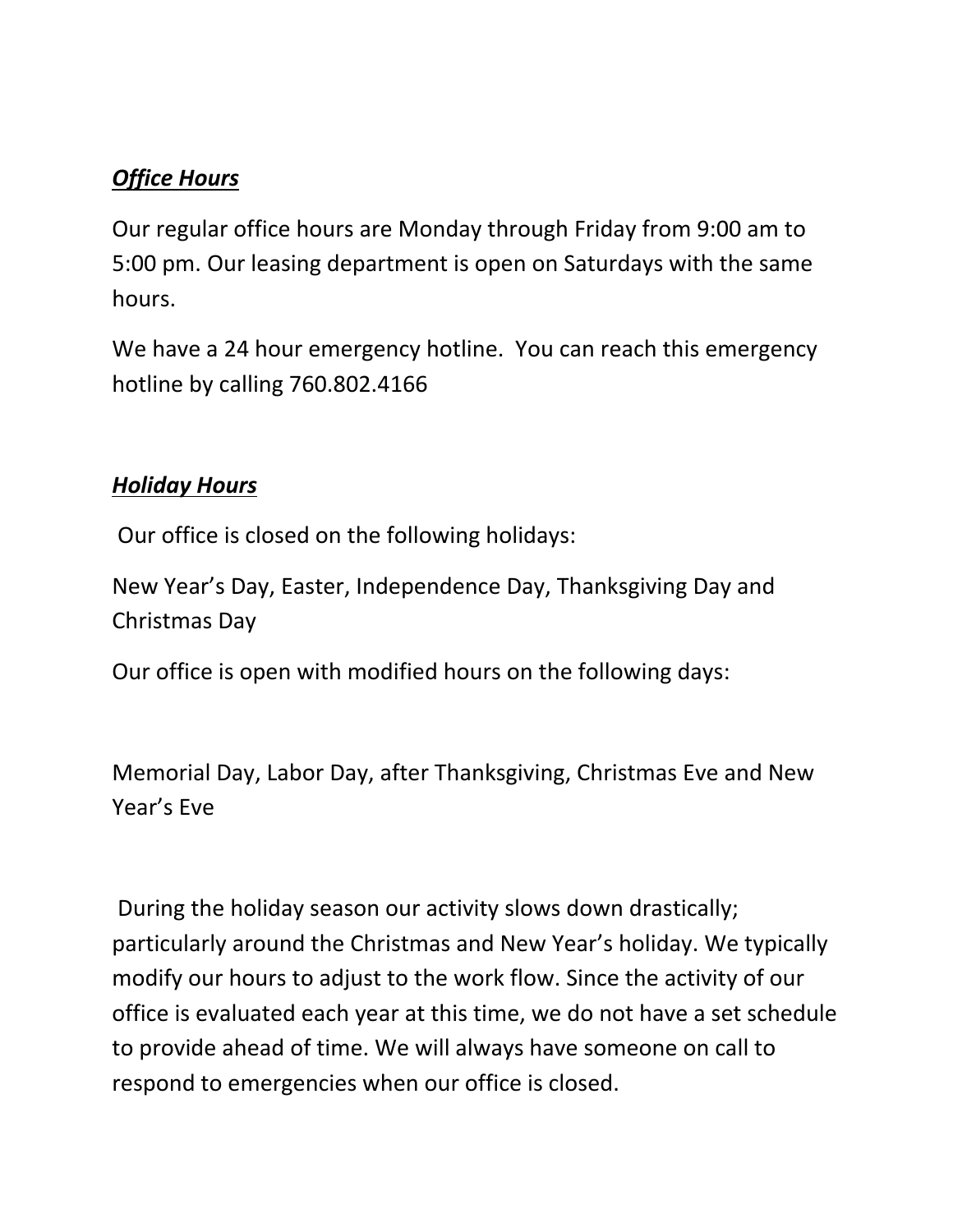## ***Office Hours***

Our regular office hours are Monday through Friday from 9:00 am to 5:00 pm. Our leasing department is open on Saturdays with the same hours.

We have a 24 hour emergency hotline. You can reach this emergency hotline by calling 760.802.4166

## ***Holiday Hours***

Our office is closed on the following holidays:

New Year's Day, Easter, Independence Day, Thanksgiving Day and Christmas Day

Our office is open with modified hours on the following days:

Memorial Day, Labor Day, after Thanksgiving, Christmas Eve and New Year's Eve

During the holiday season our activity slows down drastically; particularly around the Christmas and New Year's holiday. We typically modify our hours to adjust to the work flow. Since the activity of our office is evaluated each year at this time, we do not have a set schedule to provide ahead of time. We will always have someone on call to respond to emergencies when our office is closed.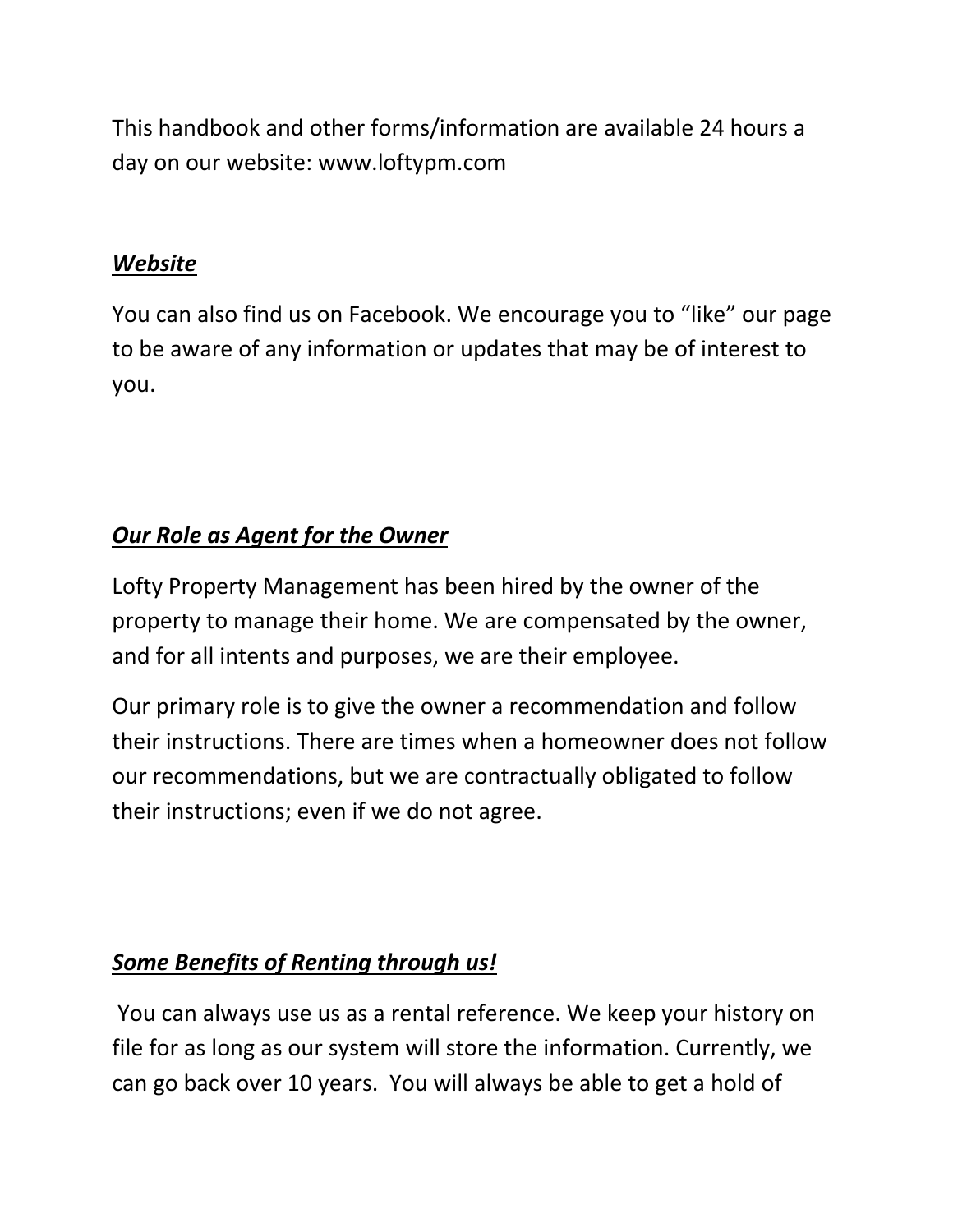This handbook and other forms/information are available 24 hours a day on our website: www.loftypm.com

***<u>Website</u>***

You can also find us on Facebook. We encourage you to "like" our page to be aware of any information or updates that may be of interest to you.

***<u>Our Role as Agent for the Owner</u>***

Lofty Property Management has been hired by the owner of the property to manage their home. We are compensated by the owner, and for all intents and purposes, we are their employee.

Our primary role is to give the owner a recommendation and follow their instructions. There are times when a homeowner does not follow our recommendations, but we are contractually obligated to follow their instructions; even if we do not agree.

***<u>Some Benefits of Renting through us!</u>***

You can always use us as a rental reference. We keep your history on file for as long as our system will store the information. Currently, we can go back over 10 years. You will always be able to get a hold of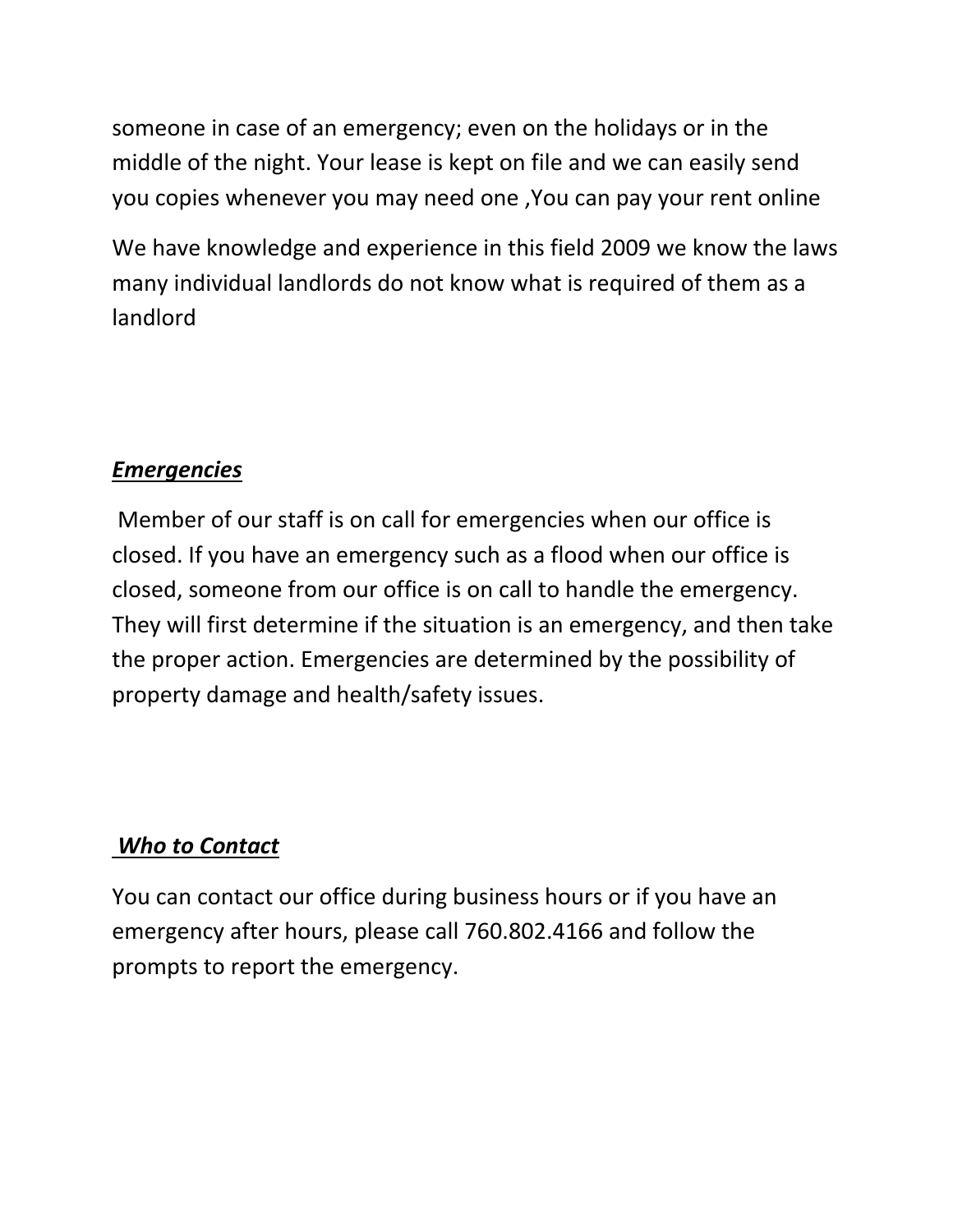someone in case of an emergency; even on the holidays or in the middle of the night. Your lease is kept on file and we can easily send you copies whenever you may need one ,You can pay your rent online

We have knowledge and experience in this field 2009 we know the laws many individual landlords do not know what is required of them as a landlord

***Emergencies***

Member of our staff is on call for emergencies when our office is closed. If you have an emergency such as a flood when our office is closed, someone from our office is on call to handle the emergency. They will first determine if the situation is an emergency, and then take the proper action. Emergencies are determined by the possibility of property damage and health/safety issues.

***Who to Contact***

You can contact our office during business hours or if you have an emergency after hours, please call 760.802.4166 and follow the prompts to report the emergency.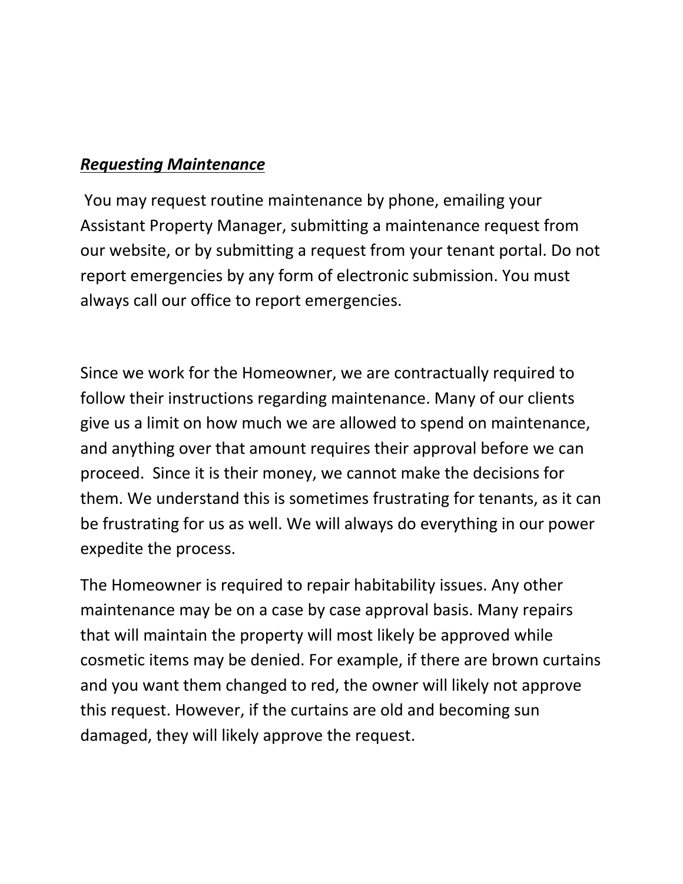***Requesting Maintenance***

You may request routine maintenance by phone, emailing your Assistant Property Manager, submitting a maintenance request from our website, or by submitting a request from your tenant portal. Do not report emergencies by any form of electronic submission. You must always call our office to report emergencies.

Since we work for the Homeowner, we are contractually required to follow their instructions regarding maintenance. Many of our clients give us a limit on how much we are allowed to spend on maintenance, and anything over that amount requires their approval before we can proceed. Since it is their money, we cannot make the decisions for them. We understand this is sometimes frustrating for tenants, as it can be frustrating for us as well. We will always do everything in our power expedite the process.

The Homeowner is required to repair habitability issues. Any other maintenance may be on a case by case approval basis. Many repairs that will maintain the property will most likely be approved while cosmetic items may be denied. For example, if there are brown curtains and you want them changed to red, the owner will likely not approve this request. However, if the curtains are old and becoming sun damaged, they will likely approve the request.